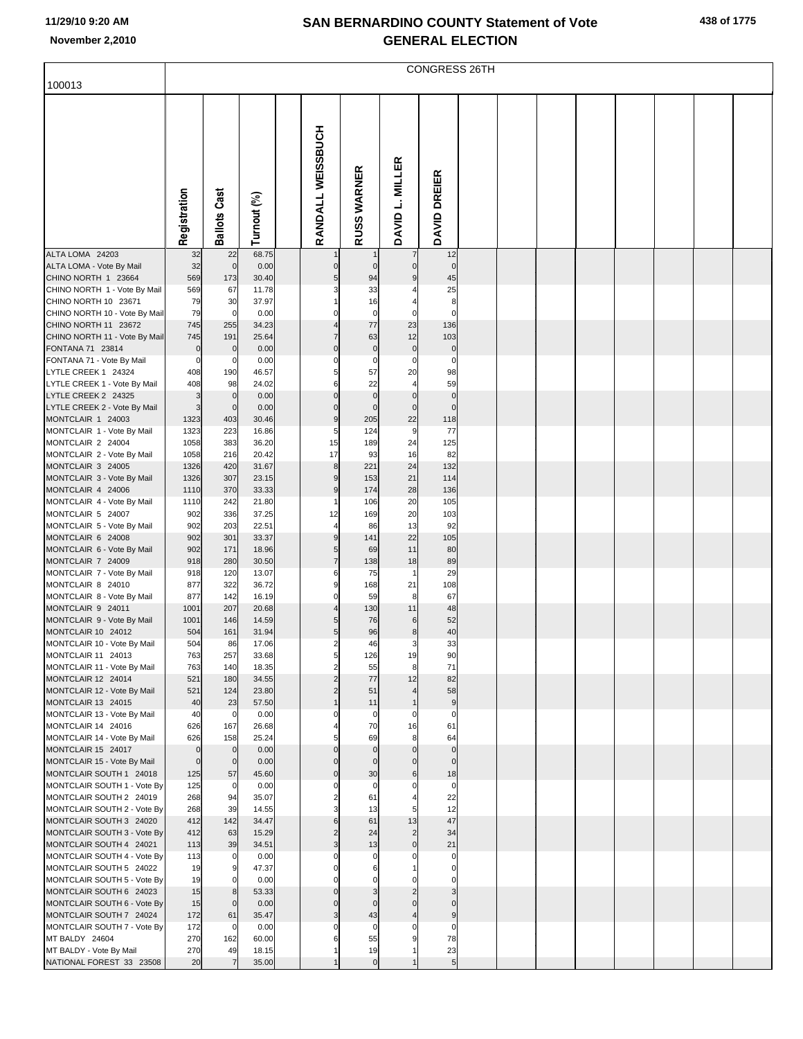# SAN BERNARDINO COUNTY Statement of Vote
## GENERAL ELECTION

11/29/10 9:20 AM
November 2,2010

CONGRESS 26TH

100013

| | Registration | Ballots Cast | Turnout (%) | RANDALL WEISSBUCH | RUSS WARNER | DAVID L. MILLER | DAVID DREIER |
|---|---|---|---|---|---|---|---|
| ALTA LOMA 24203 | 32 | 22 | 68.75 | 1 | 1 | 7 | 12 |
| ALTA LOMA - Vote By Mail | 32 | 0 | 0.00 | 0 | 0 | 0 | 0 |
| CHINO NORTH 1 23664 | 569 | 173 | 30.40 | 5 | 94 | 9 | 45 |
| CHINO NORTH 1 - Vote By Mail | 569 | 67 | 11.78 | 3 | 33 | 4 | 25 |
| CHINO NORTH 10 23671 | 79 | 30 | 37.97 | 1 | 16 | 4 | 8 |
| CHINO NORTH 10 - Vote By Mail | 79 | 0 | 0.00 | 0 | 0 | 0 | 0 |
| CHINO NORTH 11 23672 | 745 | 255 | 34.23 | 4 | 77 | 23 | 136 |
| CHINO NORTH 11 - Vote By Mail | 745 | 191 | 25.64 | 7 | 63 | 12 | 103 |
| FONTANA 71 23814 | 0 | 0 | 0.00 | 0 | 0 | 0 | 0 |
| FONTANA 71 - Vote By Mail | 0 | 0 | 0.00 | 0 | 0 | 0 | 0 |
| LYTLE CREEK 1 24324 | 408 | 190 | 46.57 | 5 | 57 | 20 | 98 |
| LYTLE CREEK 1 - Vote By Mail | 408 | 98 | 24.02 | 6 | 22 | 4 | 59 |
| LYTLE CREEK 2 24325 | 3 | 0 | 0.00 | 0 | 0 | 0 | 0 |
| LYTLE CREEK 2 - Vote By Mail | 3 | 0 | 0.00 | 0 | 0 | 0 | 0 |
| MONTCLAIR 1 24003 | 1323 | 403 | 30.46 | 9 | 205 | 22 | 118 |
| MONTCLAIR 1 - Vote By Mail | 1323 | 223 | 16.86 | 5 | 124 | 9 | 77 |
| MONTCLAIR 2 24004 | 1058 | 383 | 36.20 | 15 | 189 | 24 | 125 |
| MONTCLAIR 2 - Vote By Mail | 1058 | 216 | 20.42 | 17 | 93 | 16 | 82 |
| MONTCLAIR 3 24005 | 1326 | 420 | 31.67 | 8 | 221 | 24 | 132 |
| MONTCLAIR 3 - Vote By Mail | 1326 | 307 | 23.15 | 9 | 153 | 21 | 114 |
| MONTCLAIR 4 24006 | 1110 | 370 | 33.33 | 9 | 174 | 28 | 136 |
| MONTCLAIR 4 - Vote By Mail | 1110 | 242 | 21.80 | 1 | 106 | 20 | 105 |
| MONTCLAIR 5 24007 | 902 | 336 | 37.25 | 12 | 169 | 20 | 103 |
| MONTCLAIR 5 - Vote By Mail | 902 | 203 | 22.51 | 4 | 86 | 13 | 92 |
| MONTCLAIR 6 24008 | 902 | 301 | 33.37 | 9 | 141 | 22 | 105 |
| MONTCLAIR 6 - Vote By Mail | 902 | 171 | 18.96 | 5 | 69 | 11 | 80 |
| MONTCLAIR 7 24009 | 918 | 280 | 30.50 | 7 | 138 | 18 | 89 |
| MONTCLAIR 7 - Vote By Mail | 918 | 120 | 13.07 | 6 | 75 | 1 | 29 |
| MONTCLAIR 8 24010 | 877 | 322 | 36.72 | 9 | 168 | 21 | 108 |
| MONTCLAIR 8 - Vote By Mail | 877 | 142 | 16.19 | 0 | 59 | 8 | 67 |
| MONTCLAIR 9 24011 | 1001 | 207 | 20.68 | 4 | 130 | 11 | 48 |
| MONTCLAIR 9 - Vote By Mail | 1001 | 146 | 14.59 | 5 | 76 | 6 | 52 |
| MONTCLAIR 10 24012 | 504 | 161 | 31.94 | 5 | 96 | 8 | 40 |
| MONTCLAIR 10 - Vote By Mail | 504 | 86 | 17.06 | 2 | 46 | 3 | 33 |
| MONTCLAIR 11 24013 | 763 | 257 | 33.68 | 5 | 126 | 19 | 90 |
| MONTCLAIR 11 - Vote By Mail | 763 | 140 | 18.35 | 2 | 55 | 8 | 71 |
| MONTCLAIR 12 24014 | 521 | 180 | 34.55 | 2 | 77 | 12 | 82 |
| MONTCLAIR 12 - Vote By Mail | 521 | 124 | 23.80 | 2 | 51 | 4 | 58 |
| MONTCLAIR 13 24015 | 40 | 23 | 57.50 | 1 | 11 | 1 | 9 |
| MONTCLAIR 13 - Vote By Mail | 40 | 0 | 0.00 | 0 | 0 | 0 | 0 |
| MONTCLAIR 14 24016 | 626 | 167 | 26.68 | 4 | 70 | 16 | 61 |
| MONTCLAIR 14 - Vote By Mail | 626 | 158 | 25.24 | 5 | 69 | 8 | 64 |
| MONTCLAIR 15 24017 | 0 | 0 | 0.00 | 0 | 0 | 0 | 0 |
| MONTCLAIR 15 - Vote By Mail | 0 | 0 | 0.00 | 0 | 0 | 0 | 0 |
| MONTCLAIR SOUTH 1 24018 | 125 | 57 | 45.60 | 0 | 30 | 6 | 18 |
| MONTCLAIR SOUTH 1 - Vote By | 125 | 0 | 0.00 | 0 | 0 | 0 | 0 |
| MONTCLAIR SOUTH 2 24019 | 268 | 94 | 35.07 | 2 | 61 | 4 | 22 |
| MONTCLAIR SOUTH 2 - Vote By | 268 | 39 | 14.55 | 3 | 13 | 5 | 12 |
| MONTCLAIR SOUTH 3 24020 | 412 | 142 | 34.47 | 6 | 61 | 13 | 47 |
| MONTCLAIR SOUTH 3 - Vote By | 412 | 63 | 15.29 | 2 | 24 | 2 | 34 |
| MONTCLAIR SOUTH 4 24021 | 113 | 39 | 34.51 | 3 | 13 | 0 | 21 |
| MONTCLAIR SOUTH 4 - Vote By | 113 | 0 | 0.00 | 0 | 0 | 0 | 0 |
| MONTCLAIR SOUTH 5 24022 | 19 | 9 | 47.37 | 0 | 6 | 1 | 0 |
| MONTCLAIR SOUTH 5 - Vote By | 19 | 0 | 0.00 | 0 | 0 | 0 | 0 |
| MONTCLAIR SOUTH 6 24023 | 15 | 8 | 53.33 | 0 | 3 | 2 | 3 |
| MONTCLAIR SOUTH 6 - Vote By | 15 | 0 | 0.00 | 0 | 0 | 0 | 0 |
| MONTCLAIR SOUTH 7 24024 | 172 | 61 | 35.47 | 3 | 43 | 4 | 9 |
| MONTCLAIR SOUTH 7 - Vote By | 172 | 0 | 0.00 | 0 | 0 | 0 | 0 |
| MT BALDY 24604 | 270 | 162 | 60.00 | 6 | 55 | 9 | 78 |
| MT BALDY - Vote By Mail | 270 | 49 | 18.15 | 1 | 19 | 1 | 23 |
| NATIONAL FOREST 33 23508 | 20 | 7 | 35.00 | 1 | 0 | 1 | 5 |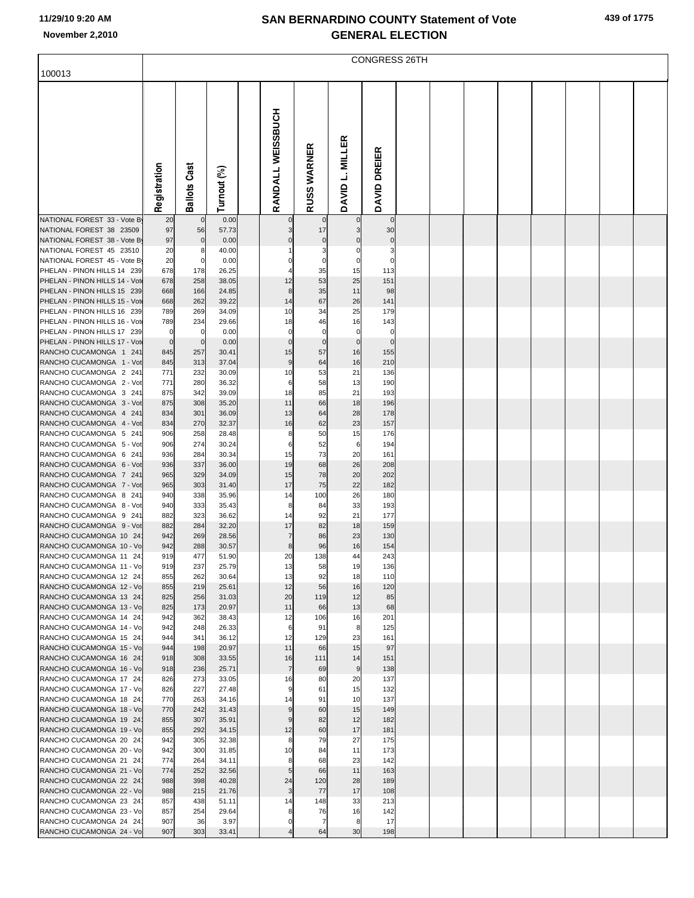# SAN BERNARDINO COUNTY Statement of Vote
## GENERAL ELECTION

11/29/10 9:20 AM
November 2,2010

100013

CONGRESS 26TH

| | Registration | Ballots Cast | Turnout (%) | | RANDALL WEISSBUCH | RUSS WARNER | DAVID L. MILLER | DAVID DREIER |
|---|---|---|---|---|---|---|---|---|
| NATIONAL FOREST 33 - Vote By | 20 | 0 | 0.00 | | 0 | 0 | 0 | 0 |
| NATIONAL FOREST 38 23509 | 97 | 56 | 57.73 | | 3 | 17 | 3 | 30 |
| NATIONAL FOREST 38 - Vote By | 97 | 0 | 0.00 | | 0 | 0 | 0 | 0 |
| NATIONAL FOREST 45 23510 | 20 | 8 | 40.00 | | 1 | 3 | 0 | 3 |
| NATIONAL FOREST 45 - Vote By | 20 | 0 | 0.00 | | 0 | 0 | 0 | 0 |
| PHELAN - PINON HILLS 14 239 | 678 | 178 | 26.25 | | 4 | 35 | 15 | 113 |
| PHELAN - PINON HILLS 14 - Vote | 678 | 258 | 38.05 | | 12 | 53 | 25 | 151 |
| PHELAN - PINON HILLS 15 239 | 668 | 166 | 24.85 | | 8 | 35 | 11 | 98 |
| PHELAN - PINON HILLS 15 - Vote | 668 | 262 | 39.22 | | 14 | 67 | 26 | 141 |
| PHELAN - PINON HILLS 16 239 | 789 | 269 | 34.09 | | 10 | 34 | 25 | 179 |
| PHELAN - PINON HILLS 16 - Vote | 789 | 234 | 29.66 | | 18 | 46 | 16 | 143 |
| PHELAN - PINON HILLS 17 239 | 0 | 0 | 0.00 | | 0 | 0 | 0 | 0 |
| PHELAN - PINON HILLS 17 - Vote | 0 | 0 | 0.00 | | 0 | 0 | 0 | 0 |
| RANCHO CUCAMONGA 1 241 | 845 | 257 | 30.41 | | 15 | 57 | 16 | 155 |
| RANCHO CUCAMONGA 1 - Vot | 845 | 313 | 37.04 | | 9 | 64 | 16 | 210 |
| RANCHO CUCAMONGA 2 241 | 771 | 232 | 30.09 | | 10 | 53 | 21 | 136 |
| RANCHO CUCAMONGA 2 - Vot | 771 | 280 | 36.32 | | 6 | 58 | 13 | 190 |
| RANCHO CUCAMONGA 3 241 | 875 | 342 | 39.09 | | 18 | 85 | 21 | 193 |
| RANCHO CUCAMONGA 3 - Vot | 875 | 308 | 35.20 | | 11 | 66 | 18 | 196 |
| RANCHO CUCAMONGA 4 241 | 834 | 301 | 36.09 | | 13 | 64 | 28 | 178 |
| RANCHO CUCAMONGA 4 - Vot | 834 | 270 | 32.37 | | 16 | 62 | 23 | 157 |
| RANCHO CUCAMONGA 5 241 | 906 | 258 | 28.48 | | 8 | 50 | 15 | 176 |
| RANCHO CUCAMONGA 5 - Vot | 906 | 274 | 30.24 | | 6 | 52 | 6 | 194 |
| RANCHO CUCAMONGA 6 241 | 936 | 284 | 30.34 | | 15 | 73 | 20 | 161 |
| RANCHO CUCAMONGA 6 - Vot | 936 | 337 | 36.00 | | 19 | 68 | 26 | 208 |
| RANCHO CUCAMONGA 7 241 | 965 | 329 | 34.09 | | 15 | 78 | 20 | 202 |
| RANCHO CUCAMONGA 7 - Vot | 965 | 303 | 31.40 | | 17 | 75 | 22 | 182 |
| RANCHO CUCAMONGA 8 241 | 940 | 338 | 35.96 | | 14 | 100 | 26 | 180 |
| RANCHO CUCAMONGA 8 - Vot | 940 | 333 | 35.43 | | 8 | 84 | 33 | 193 |
| RANCHO CUCAMONGA 9 241 | 882 | 323 | 36.62 | | 14 | 92 | 21 | 177 |
| RANCHO CUCAMONGA 9 - Vot | 882 | 284 | 32.20 | | 17 | 82 | 18 | 159 |
| RANCHO CUCAMONGA 10 241 | 942 | 269 | 28.56 | | 7 | 86 | 23 | 130 |
| RANCHO CUCAMONGA 10 - Vo | 942 | 288 | 30.57 | | 8 | 96 | 16 | 154 |
| RANCHO CUCAMONGA 11 241 | 919 | 477 | 51.90 | | 20 | 138 | 44 | 243 |
| RANCHO CUCAMONGA 11 - Vo | 919 | 237 | 25.79 | | 13 | 58 | 19 | 136 |
| RANCHO CUCAMONGA 12 241 | 855 | 262 | 30.64 | | 13 | 92 | 18 | 110 |
| RANCHO CUCAMONGA 12 - Vo | 855 | 219 | 25.61 | | 12 | 56 | 16 | 120 |
| RANCHO CUCAMONGA 13 241 | 825 | 256 | 31.03 | | 20 | 119 | 12 | 85 |
| RANCHO CUCAMONGA 13 - Vo | 825 | 173 | 20.97 | | 11 | 66 | 13 | 68 |
| RANCHO CUCAMONGA 14 241 | 942 | 362 | 38.43 | | 12 | 106 | 16 | 201 |
| RANCHO CUCAMONGA 14 - Vo | 942 | 248 | 26.33 | | 6 | 91 | 8 | 125 |
| RANCHO CUCAMONGA 15 241 | 944 | 341 | 36.12 | | 12 | 129 | 23 | 161 |
| RANCHO CUCAMONGA 15 - Vo | 944 | 198 | 20.97 | | 11 | 66 | 15 | 97 |
| RANCHO CUCAMONGA 16 241 | 918 | 308 | 33.55 | | 16 | 111 | 14 | 151 |
| RANCHO CUCAMONGA 16 - Vo | 918 | 236 | 25.71 | | 7 | 69 | 9 | 138 |
| RANCHO CUCAMONGA 17 241 | 826 | 273 | 33.05 | | 16 | 80 | 20 | 137 |
| RANCHO CUCAMONGA 17 - Vo | 826 | 227 | 27.48 | | 9 | 61 | 15 | 132 |
| RANCHO CUCAMONGA 18 241 | 770 | 263 | 34.16 | | 14 | 91 | 10 | 137 |
| RANCHO CUCAMONGA 18 - Vo | 770 | 242 | 31.43 | | 9 | 60 | 15 | 149 |
| RANCHO CUCAMONGA 19 241 | 855 | 307 | 35.91 | | 9 | 82 | 12 | 182 |
| RANCHO CUCAMONGA 19 - Vo | 855 | 292 | 34.15 | | 12 | 60 | 17 | 181 |
| RANCHO CUCAMONGA 20 241 | 942 | 305 | 32.38 | | 8 | 79 | 27 | 175 |
| RANCHO CUCAMONGA 20 - Vo | 942 | 300 | 31.85 | | 10 | 84 | 11 | 173 |
| RANCHO CUCAMONGA 21 241 | 774 | 264 | 34.11 | | 8 | 68 | 23 | 142 |
| RANCHO CUCAMONGA 21 - Vo | 774 | 252 | 32.56 | | 5 | 66 | 11 | 163 |
| RANCHO CUCAMONGA 22 241 | 988 | 398 | 40.28 | | 24 | 120 | 28 | 189 |
| RANCHO CUCAMONGA 22 - Vo | 988 | 215 | 21.76 | | 3 | 77 | 17 | 108 |
| RANCHO CUCAMONGA 23 241 | 857 | 438 | 51.11 | | 14 | 148 | 33 | 213 |
| RANCHO CUCAMONGA 23 - Vo | 857 | 254 | 29.64 | | 8 | 76 | 16 | 142 |
| RANCHO CUCAMONGA 24 241 | 907 | 36 | 3.97 | | 0 | 7 | 8 | 17 |
| RANCHO CUCAMONGA 24 - Vo | 907 | 303 | 33.41 | | 4 | 64 | 30 | 198 |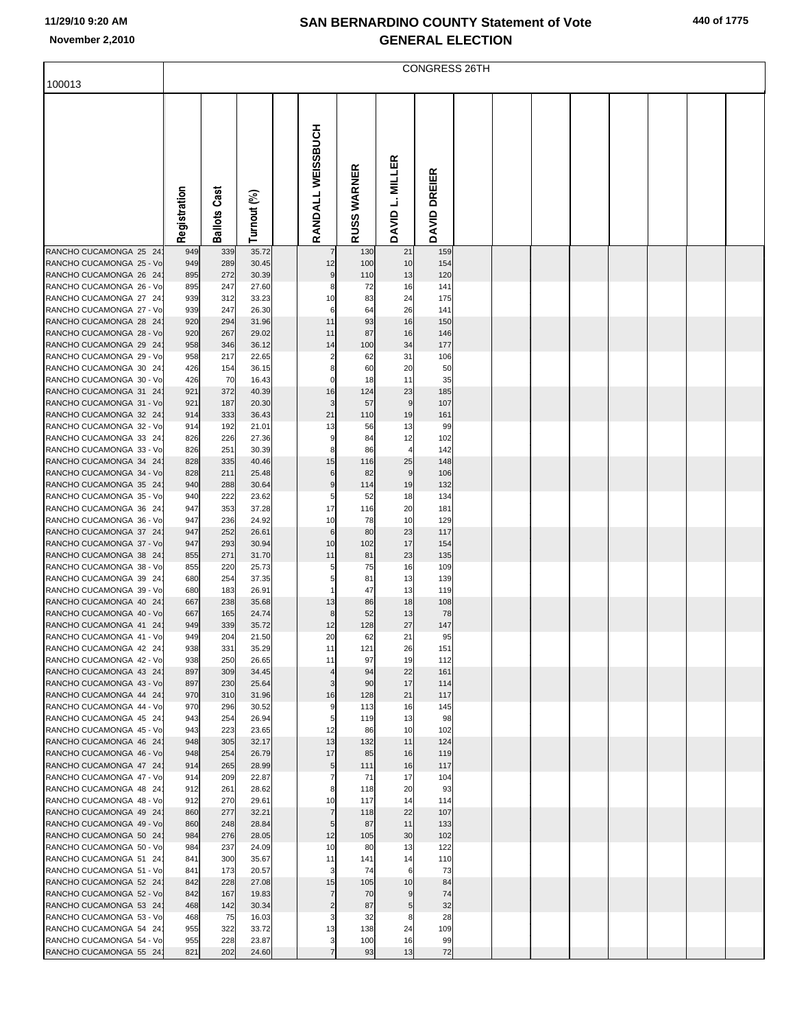# SAN BERNARDINO COUNTY Statement of Vote
## GENERAL ELECTION

| 100013 | CONGRESS 26TH | | | | | | |
|---|---|---|---|---|---|---|---|
| | Registration | Ballots Cast | Turnout (%) | RANDALL WEISSBUCH | RUSS WARNER | DAVID L. MILLER | DAVID DREIER |
| RANCHO CUCAMONGA 25 24 | 949 | 339 | 35.72 | 7 | 130 | 21 | 159 |
| RANCHO CUCAMONGA 25 - Vo | 949 | 289 | 30.45 | 12 | 100 | 10 | 154 |
| RANCHO CUCAMONGA 26 24 | 895 | 272 | 30.39 | 9 | 110 | 13 | 120 |
| RANCHO CUCAMONGA 26 - Vo | 895 | 247 | 27.60 | 8 | 72 | 16 | 141 |
| RANCHO CUCAMONGA 27 24 | 939 | 312 | 33.23 | 10 | 83 | 24 | 175 |
| RANCHO CUCAMONGA 27 - Vo | 939 | 247 | 26.30 | 6 | 64 | 26 | 141 |
| RANCHO CUCAMONGA 28 24 | 920 | 294 | 31.96 | 11 | 93 | 16 | 150 |
| RANCHO CUCAMONGA 28 - Vo | 920 | 267 | 29.02 | 11 | 87 | 16 | 146 |
| RANCHO CUCAMONGA 29 24 | 958 | 346 | 36.12 | 14 | 100 | 34 | 177 |
| RANCHO CUCAMONGA 29 - Vo | 958 | 217 | 22.65 | 2 | 62 | 31 | 106 |
| RANCHO CUCAMONGA 30 24 | 426 | 154 | 36.15 | 8 | 60 | 20 | 50 |
| RANCHO CUCAMONGA 30 - Vo | 426 | 70 | 16.43 | 0 | 18 | 11 | 35 |
| RANCHO CUCAMONGA 31 24 | 921 | 372 | 40.39 | 16 | 124 | 23 | 185 |
| RANCHO CUCAMONGA 31 - Vo | 921 | 187 | 20.30 | 3 | 57 | 9 | 107 |
| RANCHO CUCAMONGA 32 24 | 914 | 333 | 36.43 | 21 | 110 | 19 | 161 |
| RANCHO CUCAMONGA 32 - Vo | 914 | 192 | 21.01 | 13 | 56 | 13 | 99 |
| RANCHO CUCAMONGA 33 24 | 826 | 226 | 27.36 | 9 | 84 | 12 | 102 |
| RANCHO CUCAMONGA 33 - Vo | 826 | 251 | 30.39 | 8 | 86 | 4 | 142 |
| RANCHO CUCAMONGA 34 24 | 828 | 335 | 40.46 | 15 | 116 | 25 | 148 |
| RANCHO CUCAMONGA 34 - Vo | 828 | 211 | 25.48 | 6 | 82 | 9 | 106 |
| RANCHO CUCAMONGA 35 24 | 940 | 288 | 30.64 | 9 | 114 | 19 | 132 |
| RANCHO CUCAMONGA 35 - Vo | 940 | 222 | 23.62 | 5 | 52 | 18 | 134 |
| RANCHO CUCAMONGA 36 24 | 947 | 353 | 37.28 | 17 | 116 | 20 | 181 |
| RANCHO CUCAMONGA 36 - Vo | 947 | 236 | 24.92 | 10 | 78 | 10 | 129 |
| RANCHO CUCAMONGA 37 24 | 947 | 252 | 26.61 | 6 | 80 | 23 | 117 |
| RANCHO CUCAMONGA 37 - Vo | 947 | 293 | 30.94 | 10 | 102 | 17 | 154 |
| RANCHO CUCAMONGA 38 24 | 855 | 271 | 31.70 | 11 | 81 | 23 | 135 |
| RANCHO CUCAMONGA 38 - Vo | 855 | 220 | 25.73 | 5 | 75 | 16 | 109 |
| RANCHO CUCAMONGA 39 24 | 680 | 254 | 37.35 | 5 | 81 | 13 | 139 |
| RANCHO CUCAMONGA 39 - Vo | 680 | 183 | 26.91 | 1 | 47 | 13 | 119 |
| RANCHO CUCAMONGA 40 24 | 667 | 238 | 35.68 | 13 | 86 | 18 | 108 |
| RANCHO CUCAMONGA 40 - Vo | 667 | 165 | 24.74 | 8 | 52 | 13 | 78 |
| RANCHO CUCAMONGA 41 24 | 949 | 339 | 35.72 | 12 | 128 | 27 | 147 |
| RANCHO CUCAMONGA 41 - Vo | 949 | 204 | 21.50 | 20 | 62 | 21 | 95 |
| RANCHO CUCAMONGA 42 24 | 938 | 331 | 35.29 | 11 | 121 | 26 | 151 |
| RANCHO CUCAMONGA 42 - Vo | 938 | 250 | 26.65 | 11 | 97 | 19 | 112 |
| RANCHO CUCAMONGA 43 24 | 897 | 309 | 34.45 | 4 | 94 | 22 | 161 |
| RANCHO CUCAMONGA 43 - Vo | 897 | 230 | 25.64 | 3 | 90 | 17 | 114 |
| RANCHO CUCAMONGA 44 24 | 970 | 310 | 31.96 | 16 | 128 | 21 | 117 |
| RANCHO CUCAMONGA 44 - Vo | 970 | 296 | 30.52 | 9 | 113 | 16 | 145 |
| RANCHO CUCAMONGA 45 24 | 943 | 254 | 26.94 | 5 | 119 | 13 | 98 |
| RANCHO CUCAMONGA 45 - Vo | 943 | 223 | 23.65 | 12 | 86 | 10 | 102 |
| RANCHO CUCAMONGA 46 24 | 948 | 305 | 32.17 | 13 | 132 | 11 | 124 |
| RANCHO CUCAMONGA 46 - Vo | 948 | 254 | 26.79 | 17 | 85 | 16 | 119 |
| RANCHO CUCAMONGA 47 24 | 914 | 265 | 28.99 | 5 | 111 | 16 | 117 |
| RANCHO CUCAMONGA 47 - Vo | 914 | 209 | 22.87 | 7 | 71 | 17 | 104 |
| RANCHO CUCAMONGA 48 24 | 912 | 261 | 28.62 | 8 | 118 | 20 | 93 |
| RANCHO CUCAMONGA 48 - Vo | 912 | 270 | 29.61 | 10 | 117 | 14 | 114 |
| RANCHO CUCAMONGA 49 24 | 860 | 277 | 32.21 | 7 | 118 | 22 | 107 |
| RANCHO CUCAMONGA 49 - Vo | 860 | 248 | 28.84 | 5 | 87 | 11 | 133 |
| RANCHO CUCAMONGA 50 24 | 984 | 276 | 28.05 | 12 | 105 | 30 | 102 |
| RANCHO CUCAMONGA 50 - Vo | 984 | 237 | 24.09 | 10 | 80 | 13 | 122 |
| RANCHO CUCAMONGA 51 24 | 841 | 300 | 35.67 | 11 | 141 | 14 | 110 |
| RANCHO CUCAMONGA 51 - Vo | 841 | 173 | 20.57 | 3 | 74 | 6 | 73 |
| RANCHO CUCAMONGA 52 24 | 842 | 228 | 27.08 | 15 | 105 | 10 | 84 |
| RANCHO CUCAMONGA 52 - Vo | 842 | 167 | 19.83 | 7 | 70 | 9 | 74 |
| RANCHO CUCAMONGA 53 24 | 468 | 142 | 30.34 | 2 | 87 | 5 | 32 |
| RANCHO CUCAMONGA 53 - Vo | 468 | 75 | 16.03 | 3 | 32 | 8 | 28 |
| RANCHO CUCAMONGA 54 24 | 955 | 322 | 33.72 | 13 | 138 | 24 | 109 |
| RANCHO CUCAMONGA 54 - Vo | 955 | 228 | 23.87 | 3 | 100 | 16 | 99 |
| RANCHO CUCAMONGA 55 24 | 821 | 202 | 24.60 | 7 | 93 | 13 | 72 |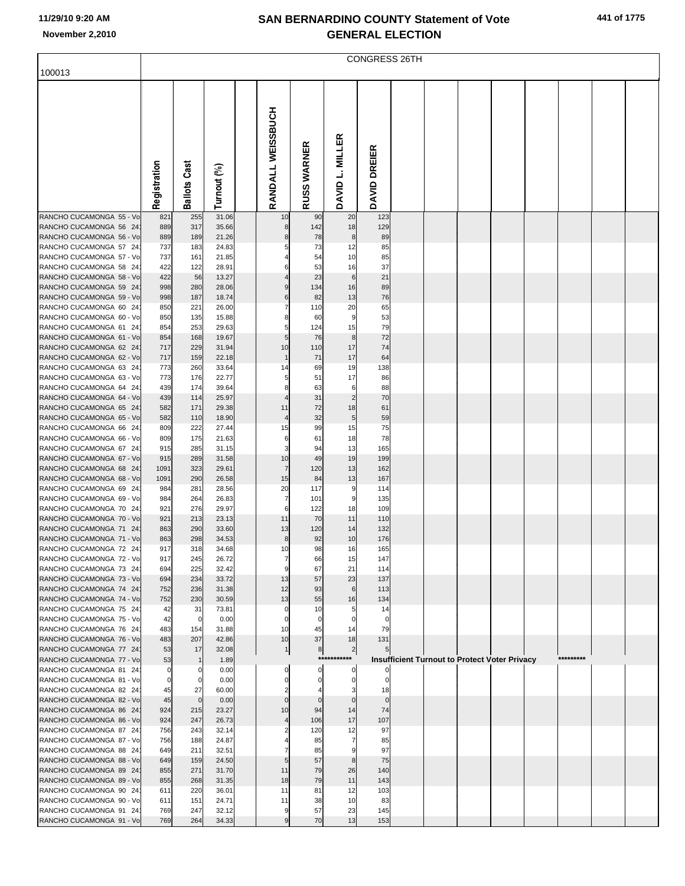# SAN BERNARDINO COUNTY Statement of Vote
## GENERAL ELECTION

November 2,2010

CONGRESS 26TH

100013

| | Registration | Ballots Cast | Turnout (%) | | RANDALL WEISSBUCH | RUSS WARNER | DAVID L. MILLER | DAVID DREIER |
|---|---|---|---|---|---|---|---|---|
| RANCHO CUCAMONGA 55 - Vo | 821 | 255 | 31.06 | | 10 | 90 | 20 | 123 |
| RANCHO CUCAMONGA 56 24 | 889 | 317 | 35.66 | | 8 | 142 | 18 | 129 |
| RANCHO CUCAMONGA 56 - Vo | 889 | 189 | 21.26 | | 8 | 78 | 8 | 89 |
| RANCHO CUCAMONGA 57 24 | 737 | 183 | 24.83 | | 5 | 73 | 12 | 85 |
| RANCHO CUCAMONGA 57 - Vo | 737 | 161 | 21.85 | | 4 | 54 | 10 | 85 |
| RANCHO CUCAMONGA 58 24 | 422 | 122 | 28.91 | | 6 | 53 | 16 | 37 |
| RANCHO CUCAMONGA 58 - Vo | 422 | 56 | 13.27 | | 4 | 23 | 6 | 21 |
| RANCHO CUCAMONGA 59 24 | 998 | 280 | 28.06 | | 9 | 134 | 16 | 89 |
| RANCHO CUCAMONGA 59 - Vo | 998 | 187 | 18.74 | | 6 | 82 | 13 | 76 |
| RANCHO CUCAMONGA 60 24 | 850 | 221 | 26.00 | | 7 | 110 | 20 | 65 |
| RANCHO CUCAMONGA 60 - Vo | 850 | 135 | 15.88 | | 8 | 60 | 9 | 53 |
| RANCHO CUCAMONGA 61 24 | 854 | 253 | 29.63 | | 5 | 124 | 15 | 79 |
| RANCHO CUCAMONGA 61 - Vo | 854 | 168 | 19.67 | | 5 | 76 | 8 | 72 |
| RANCHO CUCAMONGA 62 24 | 717 | 229 | 31.94 | | 10 | 110 | 17 | 74 |
| RANCHO CUCAMONGA 62 - Vo | 717 | 159 | 22.18 | | 1 | 71 | 17 | 64 |
| RANCHO CUCAMONGA 63 24 | 773 | 260 | 33.64 | | 14 | 69 | 19 | 138 |
| RANCHO CUCAMONGA 63 - Vo | 773 | 176 | 22.77 | | 5 | 51 | 17 | 86 |
| RANCHO CUCAMONGA 64 24 | 439 | 174 | 39.64 | | 8 | 63 | 6 | 88 |
| RANCHO CUCAMONGA 64 - Vo | 439 | 114 | 25.97 | | 4 | 31 | 2 | 70 |
| RANCHO CUCAMONGA 65 24 | 582 | 171 | 29.38 | | 11 | 72 | 18 | 61 |
| RANCHO CUCAMONGA 65 - Vo | 582 | 110 | 18.90 | | 4 | 32 | 5 | 59 |
| RANCHO CUCAMONGA 66 24 | 809 | 222 | 27.44 | | 15 | 99 | 15 | 75 |
| RANCHO CUCAMONGA 66 - Vo | 809 | 175 | 21.63 | | 6 | 61 | 18 | 78 |
| RANCHO CUCAMONGA 67 24 | 915 | 285 | 31.15 | | 3 | 94 | 13 | 165 |
| RANCHO CUCAMONGA 67 - Vo | 915 | 289 | 31.58 | | 10 | 49 | 19 | 199 |
| RANCHO CUCAMONGA 68 24 | 1091 | 323 | 29.61 | | 7 | 120 | 13 | 162 |
| RANCHO CUCAMONGA 68 - Vo | 1091 | 290 | 26.58 | | 15 | 84 | 13 | 167 |
| RANCHO CUCAMONGA 69 24 | 984 | 281 | 28.56 | | 20 | 117 | 9 | 114 |
| RANCHO CUCAMONGA 69 - Vo | 984 | 264 | 26.83 | | 7 | 101 | 9 | 135 |
| RANCHO CUCAMONGA 70 24 | 921 | 276 | 29.97 | | 6 | 122 | 18 | 109 |
| RANCHO CUCAMONGA 70 - Vo | 921 | 213 | 23.13 | | 11 | 70 | 11 | 110 |
| RANCHO CUCAMONGA 71 24 | 863 | 290 | 33.60 | | 13 | 120 | 14 | 132 |
| RANCHO CUCAMONGA 71 - Vo | 863 | 298 | 34.53 | | 8 | 92 | 10 | 176 |
| RANCHO CUCAMONGA 72 24 | 917 | 318 | 34.68 | | 10 | 98 | 16 | 165 |
| RANCHO CUCAMONGA 72 - Vo | 917 | 245 | 26.72 | | 7 | 66 | 15 | 147 |
| RANCHO CUCAMONGA 73 24 | 694 | 225 | 32.42 | | 9 | 67 | 21 | 114 |
| RANCHO CUCAMONGA 73 - Vo | 694 | 234 | 33.72 | | 13 | 57 | 23 | 137 |
| RANCHO CUCAMONGA 74 24 | 752 | 236 | 31.38 | | 12 | 93 | 6 | 113 |
| RANCHO CUCAMONGA 74 - Vo | 752 | 230 | 30.59 | | 13 | 55 | 16 | 134 |
| RANCHO CUCAMONGA 75 24 | 42 | 31 | 73.81 | | 0 | 10 | 5 | 14 |
| RANCHO CUCAMONGA 75 - Vo | 42 | 0 | 0.00 | | 0 | 0 | 0 | 0 |
| RANCHO CUCAMONGA 76 24 | 483 | 154 | 31.88 | | 10 | 45 | 14 | 79 |
| RANCHO CUCAMONGA 76 - Vo | 483 | 207 | 42.86 | | 10 | 37 | 18 | 131 |
| RANCHO CUCAMONGA 77 24 | 53 | 17 | 32.08 | | 1 | 8 | 2 | 5 |
| RANCHO CUCAMONGA 77 - Vo | 53 | 1 | 1.89 | | | *********** | Insufficient Turnout to Protect Voter Privacy | ********* |
| RANCHO CUCAMONGA 81 24 | 0 | 0 | 0.00 | | 0 | 0 | 0 | 0 |
| RANCHO CUCAMONGA 81 - Vo | 0 | 0 | 0.00 | | 0 | 0 | 0 | 0 |
| RANCHO CUCAMONGA 82 24 | 45 | 27 | 60.00 | | 2 | 4 | 3 | 18 |
| RANCHO CUCAMONGA 82 - Vo | 45 | 0 | 0.00 | | 0 | 0 | 0 | 0 |
| RANCHO CUCAMONGA 86 24 | 924 | 215 | 23.27 | | 10 | 94 | 14 | 74 |
| RANCHO CUCAMONGA 86 - Vo | 924 | 247 | 26.73 | | 4 | 106 | 17 | 107 |
| RANCHO CUCAMONGA 87 24 | 756 | 243 | 32.14 | | 2 | 120 | 12 | 97 |
| RANCHO CUCAMONGA 87 - Vo | 756 | 188 | 24.87 | | 4 | 85 | 7 | 85 |
| RANCHO CUCAMONGA 88 24 | 649 | 211 | 32.51 | | 7 | 85 | 9 | 97 |
| RANCHO CUCAMONGA 88 - Vo | 649 | 159 | 24.50 | | 5 | 57 | 8 | 75 |
| RANCHO CUCAMONGA 89 24 | 855 | 271 | 31.70 | | 11 | 79 | 26 | 140 |
| RANCHO CUCAMONGA 89 - Vo | 855 | 268 | 31.35 | | 18 | 79 | 11 | 143 |
| RANCHO CUCAMONGA 90 24 | 611 | 220 | 36.01 | | 11 | 81 | 12 | 103 |
| RANCHO CUCAMONGA 90 - Vo | 611 | 151 | 24.71 | | 11 | 38 | 10 | 83 |
| RANCHO CUCAMONGA 91 24 | 769 | 247 | 32.12 | | 9 | 57 | 23 | 145 |
| RANCHO CUCAMONGA 91 - Vo | 769 | 264 | 34.33 | | 9 | 70 | 13 | 153 |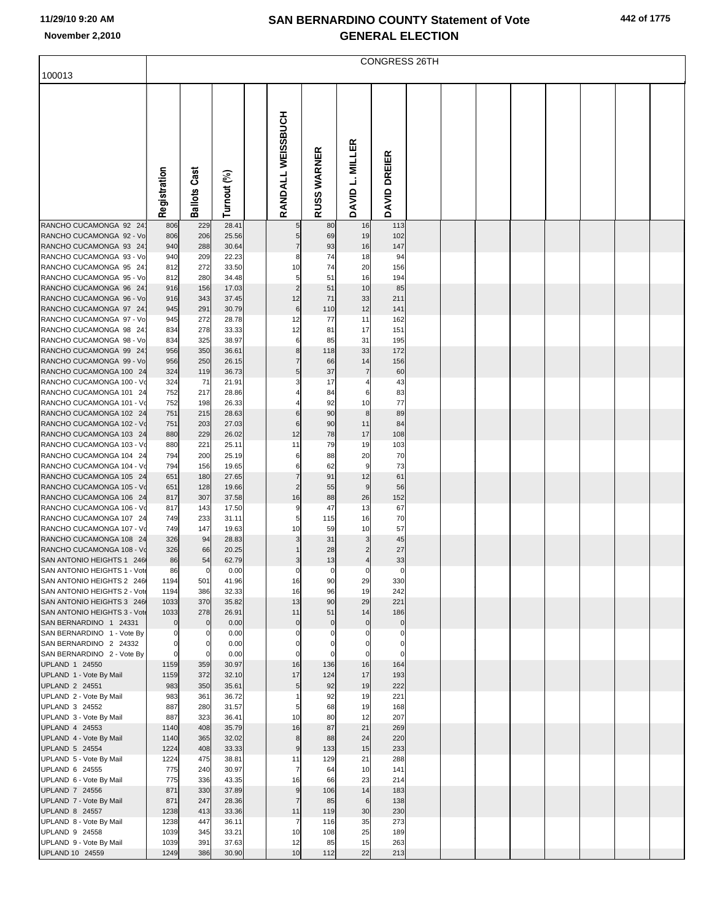# SAN BERNARDINO COUNTY Statement of Vote
## GENERAL ELECTION

11/29/10 9:20 AM
November 2,2010

100013

| | Registration | Ballots Cast | Turnout (%) | | RANDALL WEISSBUCH | RUSS WARNER | DAVID L. MILLER | DAVID DREIER |
|---|---|---|---|---|---|---|---|---|
| | | | | | CONGRESS 26TH | | | |
| RANCHO CUCAMONGA 92 24 | 806 | 229 | 28.41 | | 5 | 80 | 16 | 113 |
| RANCHO CUCAMONGA 92 - Vo | 806 | 206 | 25.56 | | 5 | 69 | 19 | 102 |
| RANCHO CUCAMONGA 93 24 | 940 | 288 | 30.64 | | 7 | 93 | 16 | 147 |
| RANCHO CUCAMONGA 93 - Vo | 940 | 209 | 22.23 | | 8 | 74 | 18 | 94 |
| RANCHO CUCAMONGA 95 24 | 812 | 272 | 33.50 | | 10 | 74 | 20 | 156 |
| RANCHO CUCAMONGA 95 - Vo | 812 | 280 | 34.48 | | 5 | 51 | 16 | 194 |
| RANCHO CUCAMONGA 96 24 | 916 | 156 | 17.03 | | 2 | 51 | 10 | 85 |
| RANCHO CUCAMONGA 96 - Vo | 916 | 343 | 37.45 | | 12 | 71 | 33 | 211 |
| RANCHO CUCAMONGA 97 24 | 945 | 291 | 30.79 | | 6 | 110 | 12 | 141 |
| RANCHO CUCAMONGA 97 - Vo | 945 | 272 | 28.78 | | 12 | 77 | 11 | 162 |
| RANCHO CUCAMONGA 98 24 | 834 | 278 | 33.33 | | 12 | 81 | 17 | 151 |
| RANCHO CUCAMONGA 98 - Vo | 834 | 325 | 38.97 | | 6 | 85 | 31 | 195 |
| RANCHO CUCAMONGA 99 24 | 956 | 350 | 36.61 | | 8 | 118 | 33 | 172 |
| RANCHO CUCAMONGA 99 - Vo | 956 | 250 | 26.15 | | 7 | 66 | 14 | 156 |
| RANCHO CUCAMONGA 100 24 | 324 | 119 | 36.73 | | 5 | 37 | 7 | 60 |
| RANCHO CUCAMONGA 100 - Vo | 324 | 71 | 21.91 | | 3 | 17 | 4 | 43 |
| RANCHO CUCAMONGA 101 24 | 752 | 217 | 28.86 | | 4 | 84 | 6 | 83 |
| RANCHO CUCAMONGA 101 - Vo | 752 | 198 | 26.33 | | 4 | 92 | 10 | 77 |
| RANCHO CUCAMONGA 102 24 | 751 | 215 | 28.63 | | 6 | 90 | 8 | 89 |
| RANCHO CUCAMONGA 102 - Vo | 751 | 203 | 27.03 | | 6 | 90 | 11 | 84 |
| RANCHO CUCAMONGA 103 24 | 880 | 229 | 26.02 | | 12 | 78 | 17 | 108 |
| RANCHO CUCAMONGA 103 - Vo | 880 | 221 | 25.11 | | 11 | 79 | 19 | 103 |
| RANCHO CUCAMONGA 104 24 | 794 | 200 | 25.19 | | 6 | 88 | 20 | 70 |
| RANCHO CUCAMONGA 104 - Vo | 794 | 156 | 19.65 | | 6 | 62 | 9 | 73 |
| RANCHO CUCAMONGA 105 24 | 651 | 180 | 27.65 | | 7 | 91 | 12 | 61 |
| RANCHO CUCAMONGA 105 - Vo | 651 | 128 | 19.66 | | 2 | 55 | 9 | 56 |
| RANCHO CUCAMONGA 106 24 | 817 | 307 | 37.58 | | 16 | 88 | 26 | 152 |
| RANCHO CUCAMONGA 106 - Vo | 817 | 143 | 17.50 | | 9 | 47 | 13 | 67 |
| RANCHO CUCAMONGA 107 24 | 749 | 233 | 31.11 | | 5 | 115 | 16 | 70 |
| RANCHO CUCAMONGA 107 - Vo | 749 | 147 | 19.63 | | 10 | 59 | 10 | 57 |
| RANCHO CUCAMONGA 108 24 | 326 | 94 | 28.83 | | 3 | 31 | 3 | 45 |
| RANCHO CUCAMONGA 108 - Vo | 326 | 66 | 20.25 | | 1 | 28 | 2 | 27 |
| SAN ANTONIO HEIGHTS 1 246 | 86 | 54 | 62.79 | | 3 | 13 | 4 | 33 |
| SAN ANTONIO HEIGHTS 1 - Vote | 86 | 0 | 0.00 | | 0 | 0 | 0 | 0 |
| SAN ANTONIO HEIGHTS 2 246 | 1194 | 501 | 41.96 | | 16 | 90 | 29 | 330 |
| SAN ANTONIO HEIGHTS 2 - Vote | 1194 | 386 | 32.33 | | 16 | 96 | 19 | 242 |
| SAN ANTONIO HEIGHTS 3 246 | 1033 | 370 | 35.82 | | 13 | 90 | 29 | 221 |
| SAN ANTONIO HEIGHTS 3 - Vote | 1033 | 278 | 26.91 | | 11 | 51 | 14 | 186 |
| SAN BERNARDINO 1 24331 | 0 | 0 | 0.00 | | 0 | 0 | 0 | 0 |
| SAN BERNARDINO 1 - Vote By | 0 | 0 | 0.00 | | 0 | 0 | 0 | 0 |
| SAN BERNARDINO 2 24332 | 0 | 0 | 0.00 | | 0 | 0 | 0 | 0 |
| SAN BERNARDINO 2 - Vote By | 0 | 0 | 0.00 | | 0 | 0 | 0 | 0 |
| UPLAND 1 24550 | 1159 | 359 | 30.97 | | 16 | 136 | 16 | 164 |
| UPLAND 1 - Vote By Mail | 1159 | 372 | 32.10 | | 17 | 124 | 17 | 193 |
| UPLAND 2 24551 | 983 | 350 | 35.61 | | 5 | 92 | 19 | 222 |
| UPLAND 2 - Vote By Mail | 983 | 361 | 36.72 | | 1 | 92 | 19 | 221 |
| UPLAND 3 24552 | 887 | 280 | 31.57 | | 5 | 68 | 19 | 168 |
| UPLAND 3 - Vote By Mail | 887 | 323 | 36.41 | | 10 | 80 | 12 | 207 |
| UPLAND 4 24553 | 1140 | 408 | 35.79 | | 16 | 87 | 21 | 269 |
| UPLAND 4 - Vote By Mail | 1140 | 365 | 32.02 | | 8 | 88 | 24 | 220 |
| UPLAND 5 24554 | 1224 | 408 | 33.33 | | 9 | 133 | 15 | 233 |
| UPLAND 5 - Vote By Mail | 1224 | 475 | 38.81 | | 11 | 129 | 21 | 288 |
| UPLAND 6 24555 | 775 | 240 | 30.97 | | 7 | 64 | 10 | 141 |
| UPLAND 6 - Vote By Mail | 775 | 336 | 43.35 | | 16 | 66 | 23 | 214 |
| UPLAND 7 24556 | 871 | 330 | 37.89 | | 9 | 106 | 14 | 183 |
| UPLAND 7 - Vote By Mail | 871 | 247 | 28.36 | | 7 | 85 | 6 | 138 |
| UPLAND 8 24557 | 1238 | 413 | 33.36 | | 11 | 119 | 30 | 230 |
| UPLAND 8 - Vote By Mail | 1238 | 447 | 36.11 | | 7 | 116 | 35 | 273 |
| UPLAND 9 24558 | 1039 | 345 | 33.21 | | 10 | 108 | 25 | 189 |
| UPLAND 9 - Vote By Mail | 1039 | 391 | 37.63 | | 12 | 85 | 15 | 263 |
| UPLAND 10 24559 | 1249 | 386 | 30.90 | | 10 | 112 | 22 | 213 |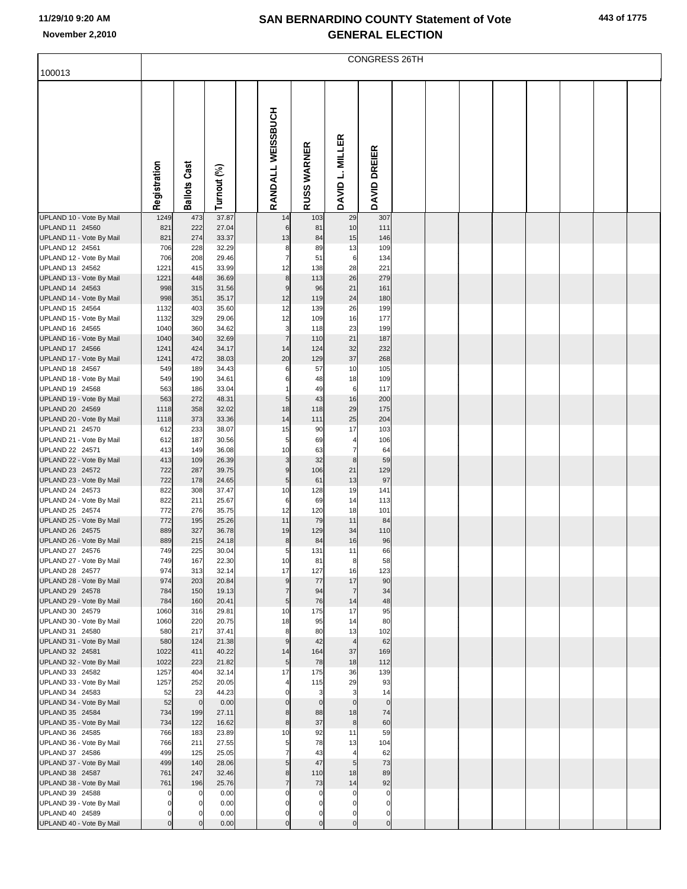# SAN BERNARDINO COUNTY Statement of Vote
## GENERAL ELECTION

11/29/10 9:20 AM
November 2,2010

100013

CONGRESS 26TH

| | Registration | Ballots Cast | Turnout (%) | | RANDALL WEISSBUCH | RUSS WARNER | DAVID L. MILLER | DAVID DREIER |
|---|---|---|---|---|---|---|---|---|
| UPLAND 10 - Vote By Mail | 1249 | 473 | 37.87 | | 14 | 103 | 29 | 307 |
| UPLAND 11 24560 | 821 | 222 | 27.04 | | 6 | 81 | 10 | 111 |
| UPLAND 11 - Vote By Mail | 821 | 274 | 33.37 | | 13 | 84 | 15 | 146 |
| UPLAND 12 24561 | 706 | 228 | 32.29 | | 8 | 89 | 13 | 109 |
| UPLAND 12 - Vote By Mail | 706 | 208 | 29.46 | | 7 | 51 | 6 | 134 |
| UPLAND 13 24562 | 1221 | 415 | 33.99 | | 12 | 138 | 28 | 221 |
| UPLAND 13 - Vote By Mail | 1221 | 448 | 36.69 | | 8 | 113 | 26 | 279 |
| UPLAND 14 24563 | 998 | 315 | 31.56 | | 9 | 96 | 21 | 161 |
| UPLAND 14 - Vote By Mail | 998 | 351 | 35.17 | | 12 | 119 | 24 | 180 |
| UPLAND 15 24564 | 1132 | 403 | 35.60 | | 12 | 139 | 26 | 199 |
| UPLAND 15 - Vote By Mail | 1132 | 329 | 29.06 | | 12 | 109 | 16 | 177 |
| UPLAND 16 24565 | 1040 | 360 | 34.62 | | 3 | 118 | 23 | 199 |
| UPLAND 16 - Vote By Mail | 1040 | 340 | 32.69 | | 7 | 110 | 21 | 187 |
| UPLAND 17 24566 | 1241 | 424 | 34.17 | | 14 | 124 | 32 | 232 |
| UPLAND 17 - Vote By Mail | 1241 | 472 | 38.03 | | 20 | 129 | 37 | 268 |
| UPLAND 18 24567 | 549 | 189 | 34.43 | | 6 | 57 | 10 | 105 |
| UPLAND 18 - Vote By Mail | 549 | 190 | 34.61 | | 6 | 48 | 18 | 109 |
| UPLAND 19 24568 | 563 | 186 | 33.04 | | 1 | 49 | 6 | 117 |
| UPLAND 19 - Vote By Mail | 563 | 272 | 48.31 | | 5 | 43 | 16 | 200 |
| UPLAND 20 24569 | 1118 | 358 | 32.02 | | 18 | 118 | 29 | 175 |
| UPLAND 20 - Vote By Mail | 1118 | 373 | 33.36 | | 14 | 111 | 25 | 204 |
| UPLAND 21 24570 | 612 | 233 | 38.07 | | 15 | 90 | 17 | 103 |
| UPLAND 21 - Vote By Mail | 612 | 187 | 30.56 | | 5 | 69 | 4 | 106 |
| UPLAND 22 24571 | 413 | 149 | 36.08 | | 10 | 63 | 7 | 64 |
| UPLAND 22 - Vote By Mail | 413 | 109 | 26.39 | | 3 | 32 | 8 | 59 |
| UPLAND 23 24572 | 722 | 287 | 39.75 | | 9 | 106 | 21 | 129 |
| UPLAND 23 - Vote By Mail | 722 | 178 | 24.65 | | 5 | 61 | 13 | 97 |
| UPLAND 24 24573 | 822 | 308 | 37.47 | | 10 | 128 | 19 | 141 |
| UPLAND 24 - Vote By Mail | 822 | 211 | 25.67 | | 6 | 69 | 14 | 113 |
| UPLAND 25 24574 | 772 | 276 | 35.75 | | 12 | 120 | 18 | 101 |
| UPLAND 25 - Vote By Mail | 772 | 195 | 25.26 | | 11 | 79 | 11 | 84 |
| UPLAND 26 24575 | 889 | 327 | 36.78 | | 19 | 129 | 34 | 110 |
| UPLAND 26 - Vote By Mail | 889 | 215 | 24.18 | | 8 | 84 | 16 | 96 |
| UPLAND 27 24576 | 749 | 225 | 30.04 | | 5 | 131 | 11 | 66 |
| UPLAND 27 - Vote By Mail | 749 | 167 | 22.30 | | 10 | 81 | 8 | 58 |
| UPLAND 28 24577 | 974 | 313 | 32.14 | | 17 | 127 | 16 | 123 |
| UPLAND 28 - Vote By Mail | 974 | 203 | 20.84 | | 9 | 77 | 17 | 90 |
| UPLAND 29 24578 | 784 | 150 | 19.13 | | 7 | 94 | 7 | 34 |
| UPLAND 29 - Vote By Mail | 784 | 160 | 20.41 | | 5 | 76 | 14 | 48 |
| UPLAND 30 24579 | 1060 | 316 | 29.81 | | 10 | 175 | 17 | 95 |
| UPLAND 30 - Vote By Mail | 1060 | 220 | 20.75 | | 18 | 95 | 14 | 80 |
| UPLAND 31 24580 | 580 | 217 | 37.41 | | 8 | 80 | 13 | 102 |
| UPLAND 31 - Vote By Mail | 580 | 124 | 21.38 | | 9 | 42 | 4 | 62 |
| UPLAND 32 24581 | 1022 | 411 | 40.22 | | 14 | 164 | 37 | 169 |
| UPLAND 32 - Vote By Mail | 1022 | 223 | 21.82 | | 5 | 78 | 18 | 112 |
| UPLAND 33 24582 | 1257 | 404 | 32.14 | | 17 | 175 | 36 | 139 |
| UPLAND 33 - Vote By Mail | 1257 | 252 | 20.05 | | 4 | 115 | 29 | 93 |
| UPLAND 34 24583 | 52 | 23 | 44.23 | | 0 | 3 | 3 | 14 |
| UPLAND 34 - Vote By Mail | 52 | 0 | 0.00 | | 0 | 0 | 0 | 0 |
| UPLAND 35 24584 | 734 | 199 | 27.11 | | 8 | 88 | 18 | 74 |
| UPLAND 35 - Vote By Mail | 734 | 122 | 16.62 | | 8 | 37 | 8 | 60 |
| UPLAND 36 24585 | 766 | 183 | 23.89 | | 10 | 92 | 11 | 59 |
| UPLAND 36 - Vote By Mail | 766 | 211 | 27.55 | | 5 | 78 | 13 | 104 |
| UPLAND 37 24586 | 499 | 125 | 25.05 | | 7 | 43 | 4 | 62 |
| UPLAND 37 - Vote By Mail | 499 | 140 | 28.06 | | 5 | 47 | 5 | 73 |
| UPLAND 38 24587 | 761 | 247 | 32.46 | | 8 | 110 | 18 | 89 |
| UPLAND 38 - Vote By Mail | 761 | 196 | 25.76 | | 7 | 73 | 14 | 92 |
| UPLAND 39 24588 | 0 | 0 | 0.00 | | 0 | 0 | 0 | 0 |
| UPLAND 39 - Vote By Mail | 0 | 0 | 0.00 | | 0 | 0 | 0 | 0 |
| UPLAND 40 24589 | 0 | 0 | 0.00 | | 0 | 0 | 0 | 0 |
| UPLAND 40 - Vote By Mail | 0 | 0 | 0.00 | | 0 | 0 | 0 | 0 |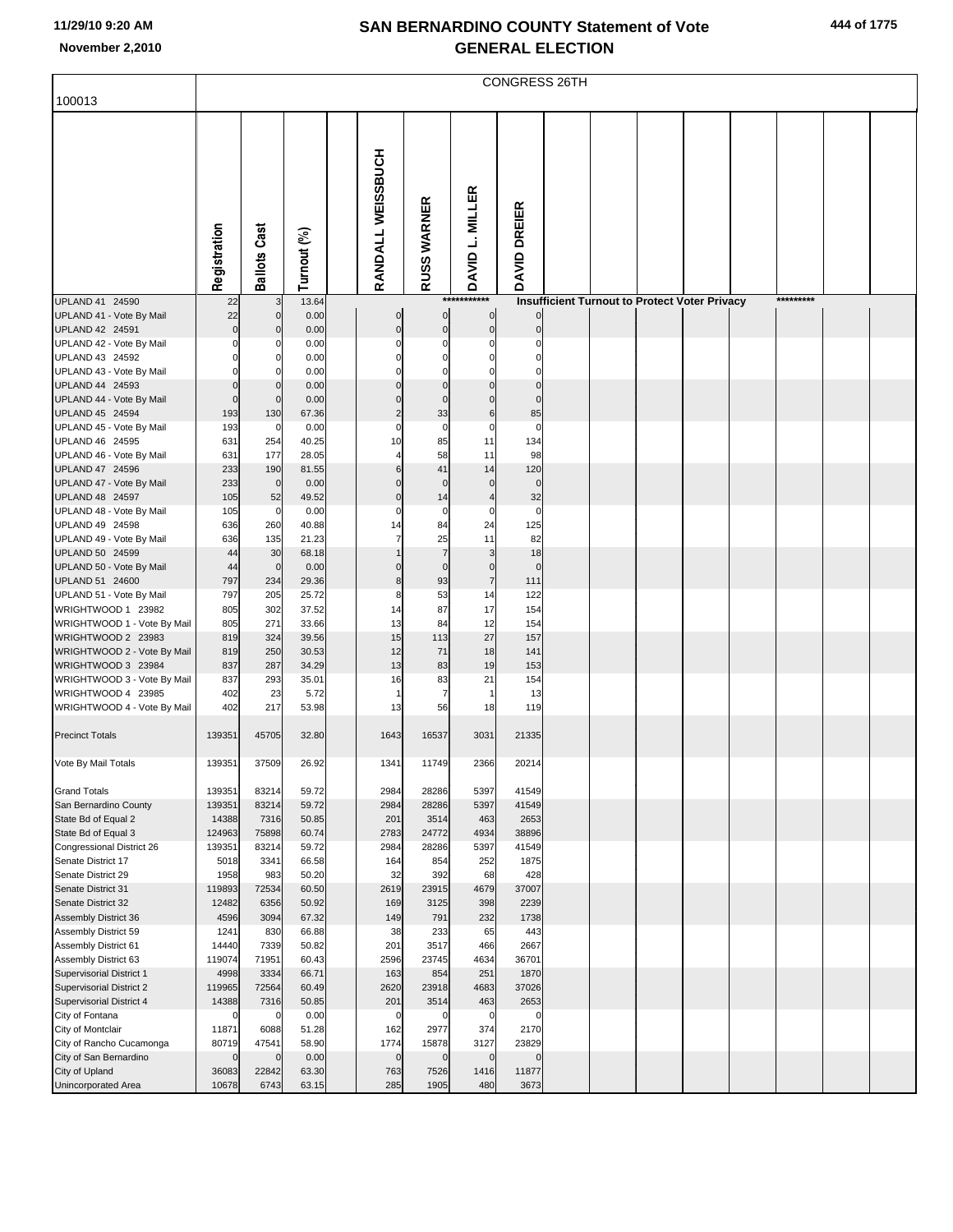# SAN BERNARDINO COUNTY Statement of Vote
## GENERAL ELECTION

11/29/10 9:20 AM
November 2,2010

CONGRESS 26TH

100013

| | Registration | Ballots Cast | Turnout (%) | RANDALL WEISSBUCH | RUSS WARNER | DAVID L. MILLER | DAVID DREIER |
|---|---|---|---|---|---|---|---|
| UPLAND 41 24590 | 22 | 3 | 13.64 | *********** Insufficient Turnout to Protect Voter Privacy ********* | | | |
| UPLAND 41 - Vote By Mail | 22 | 0 | 0.00 | 0 | 0 | 0 | 0 |
| UPLAND 42 24591 | 0 | 0 | 0.00 | 0 | 0 | 0 | 0 |
| UPLAND 42 - Vote By Mail | 0 | 0 | 0.00 | 0 | 0 | 0 | 0 |
| UPLAND 43 24592 | 0 | 0 | 0.00 | 0 | 0 | 0 | 0 |
| UPLAND 43 - Vote By Mail | 0 | 0 | 0.00 | 0 | 0 | 0 | 0 |
| UPLAND 44 24593 | 0 | 0 | 0.00 | 0 | 0 | 0 | 0 |
| UPLAND 44 - Vote By Mail | 0 | 0 | 0.00 | 0 | 0 | 0 | 0 |
| UPLAND 45 24594 | 193 | 130 | 67.36 | 2 | 33 | 6 | 85 |
| UPLAND 45 - Vote By Mail | 193 | 0 | 0.00 | 0 | 0 | 0 | 0 |
| UPLAND 46 24595 | 631 | 254 | 40.25 | 10 | 85 | 11 | 134 |
| UPLAND 46 - Vote By Mail | 631 | 177 | 28.05 | 4 | 58 | 11 | 98 |
| UPLAND 47 24596 | 233 | 190 | 81.55 | 6 | 41 | 14 | 120 |
| UPLAND 47 - Vote By Mail | 233 | 0 | 0.00 | 0 | 0 | 0 | 0 |
| UPLAND 48 24597 | 105 | 52 | 49.52 | 0 | 14 | 4 | 32 |
| UPLAND 48 - Vote By Mail | 105 | 0 | 0.00 | 0 | 0 | 0 | 0 |
| UPLAND 49 24598 | 636 | 260 | 40.88 | 14 | 84 | 24 | 125 |
| UPLAND 49 - Vote By Mail | 636 | 135 | 21.23 | 7 | 25 | 11 | 82 |
| UPLAND 50 24599 | 44 | 30 | 68.18 | 1 | 7 | 3 | 18 |
| UPLAND 50 - Vote By Mail | 44 | 0 | 0.00 | 0 | 0 | 0 | 0 |
| UPLAND 51 24600 | 797 | 234 | 29.36 | 8 | 93 | 7 | 111 |
| UPLAND 51 - Vote By Mail | 797 | 205 | 25.72 | 8 | 53 | 14 | 122 |
| WRIGHTWOOD 1 23982 | 805 | 302 | 37.52 | 14 | 87 | 17 | 154 |
| WRIGHTWOOD 1 - Vote By Mail | 805 | 271 | 33.66 | 13 | 84 | 12 | 154 |
| WRIGHTWOOD 2 23983 | 819 | 324 | 39.56 | 15 | 113 | 27 | 157 |
| WRIGHTWOOD 2 - Vote By Mail | 819 | 250 | 30.53 | 12 | 71 | 18 | 141 |
| WRIGHTWOOD 3 23984 | 837 | 287 | 34.29 | 13 | 83 | 19 | 153 |
| WRIGHTWOOD 3 - Vote By Mail | 837 | 293 | 35.01 | 16 | 83 | 21 | 154 |
| WRIGHTWOOD 4 23985 | 402 | 23 | 5.72 | 1 | 7 | 1 | 13 |
| WRIGHTWOOD 4 - Vote By Mail | 402 | 217 | 53.98 | 13 | 56 | 18 | 119 |
| Precinct Totals | 139351 | 45705 | 32.80 | 1643 | 16537 | 3031 | 21335 |
| Vote By Mail Totals | 139351 | 37509 | 26.92 | 1341 | 11749 | 2366 | 20214 |
| Grand Totals | 139351 | 83214 | 59.72 | 2984 | 28286 | 5397 | 41549 |
| San Bernardino County | 139351 | 83214 | 59.72 | 2984 | 28286 | 5397 | 41549 |
| State Bd of Equal 2 | 14388 | 7316 | 50.85 | 201 | 3514 | 463 | 2653 |
| State Bd of Equal 3 | 124963 | 75898 | 60.74 | 2783 | 24772 | 4934 | 38896 |
| Congressional District 26 | 139351 | 83214 | 59.72 | 2984 | 28286 | 5397 | 41549 |
| Senate District 17 | 5018 | 3341 | 66.58 | 164 | 854 | 252 | 1875 |
| Senate District 29 | 1958 | 983 | 50.20 | 32 | 392 | 68 | 428 |
| Senate District 31 | 119893 | 72534 | 60.50 | 2619 | 23915 | 4679 | 37007 |
| Senate District 32 | 12482 | 6356 | 50.92 | 169 | 3125 | 398 | 2239 |
| Assembly District 36 | 4596 | 3094 | 67.32 | 149 | 791 | 232 | 1738 |
| Assembly District 59 | 1241 | 830 | 66.88 | 38 | 233 | 65 | 443 |
| Assembly District 61 | 14440 | 7339 | 50.82 | 201 | 3517 | 466 | 2667 |
| Assembly District 63 | 119074 | 71951 | 60.43 | 2596 | 23745 | 4634 | 36701 |
| Supervisorial District 1 | 4998 | 3334 | 66.71 | 163 | 854 | 251 | 1870 |
| Supervisorial District 2 | 119965 | 72564 | 60.49 | 2620 | 23918 | 4683 | 37026 |
| Supervisorial District 4 | 14388 | 7316 | 50.85 | 201 | 3514 | 463 | 2653 |
| City of Fontana | 0 | 0 | 0.00 | 0 | 0 | 0 | 0 |
| City of Montclair | 11871 | 6088 | 51.28 | 162 | 2977 | 374 | 2170 |
| City of Rancho Cucamonga | 80719 | 47541 | 58.90 | 1774 | 15878 | 3127 | 23829 |
| City of San Bernardino | 0 | 0 | 0.00 | 0 | 0 | 0 | 0 |
| City of Upland | 36083 | 22842 | 63.30 | 763 | 7526 | 1416 | 11877 |
| Unincorporated Area | 10678 | 6743 | 63.15 | 285 | 1905 | 480 | 3673 |